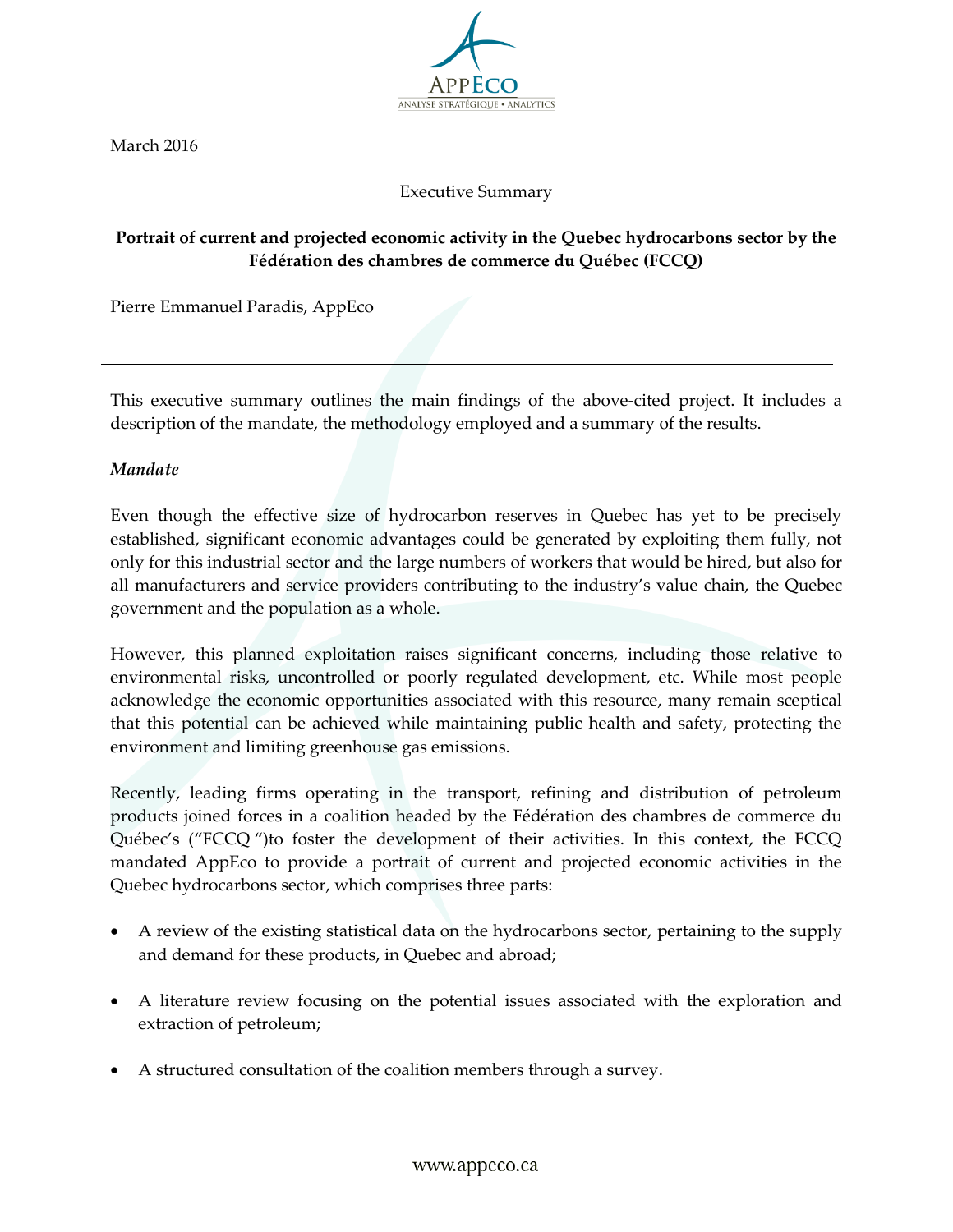March 2016

Executive Summary

**Portrait of current and projected economic activity in the Quebec hydrocarbons sector by the Fédération des chambres de commerce du Québec (FCCQ)**

Pierre Emmanuel Paradis, AppEco

---

This executive summary outlines the main findings of the above-cited project. It includes a description of the mandate, the methodology employed and a summary of the results.

***Mandate***

Even though the effective size of hydrocarbon reserves in Quebec has yet to be precisely established, significant economic advantages could be generated by exploiting them fully, not only for this industrial sector and the large numbers of workers that would be hired, but also for all manufacturers and service providers contributing to the industry's value chain, the Quebec government and the population as a whole.

However, this planned exploitation raises significant concerns, including those relative to environmental risks, uncontrolled or poorly regulated development, etc. While most people acknowledge the economic opportunities associated with this resource, many remain sceptical that this potential can be achieved while maintaining public health and safety, protecting the environment and limiting greenhouse gas emissions.

Recently, leading firms operating in the transport, refining and distribution of petroleum products joined forces in a coalition headed by the Fédération des chambres de commerce du Québec's ("FCCQ ")to foster the development of their activities. In this context, the FCCQ mandated AppEco to provide a portrait of current and projected economic activities in the Quebec hydrocarbons sector, which comprises three parts:

- A review of the existing statistical data on the hydrocarbons sector, pertaining to the supply and demand for these products, in Quebec and abroad;
- A literature review focusing on the potential issues associated with the exploration and extraction of petroleum;
- A structured consultation of the coalition members through a survey.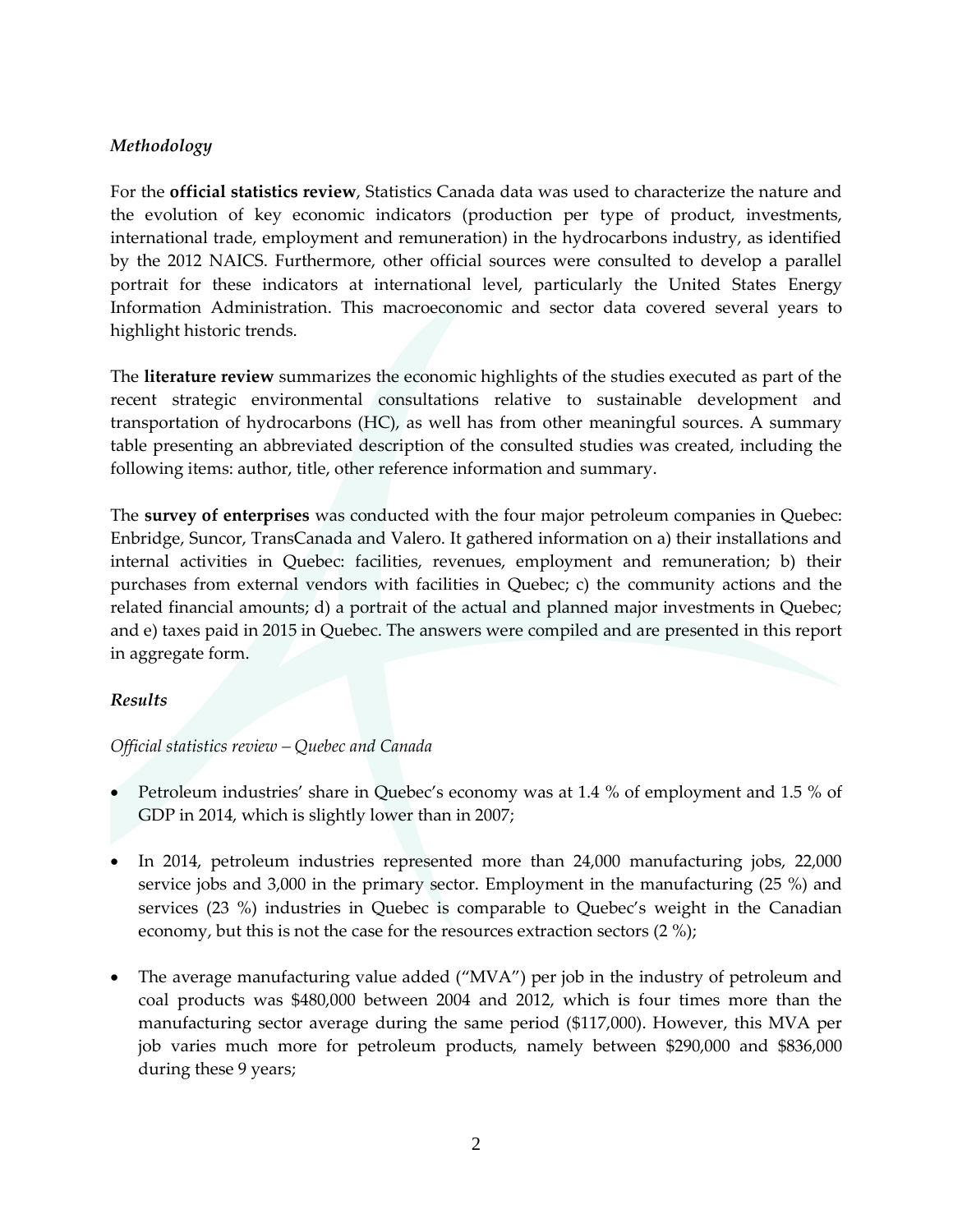*Methodology*

For the **official statistics review**, Statistics Canada data was used to characterize the nature and the evolution of key economic indicators (production per type of product, investments, international trade, employment and remuneration) in the hydrocarbons industry, as identified by the 2012 NAICS. Furthermore, other official sources were consulted to develop a parallel portrait for these indicators at international level, particularly the United States Energy Information Administration. This macroeconomic and sector data covered several years to highlight historic trends.

The **literature review** summarizes the economic highlights of the studies executed as part of the recent strategic environmental consultations relative to sustainable development and transportation of hydrocarbons (HC), as well has from other meaningful sources. A summary table presenting an abbreviated description of the consulted studies was created, including the following items: author, title, other reference information and summary.

The **survey of enterprises** was conducted with the four major petroleum companies in Quebec: Enbridge, Suncor, TransCanada and Valero. It gathered information on a) their installations and internal activities in Quebec: facilities, revenues, employment and remuneration; b) their purchases from external vendors with facilities in Quebec; c) the community actions and the related financial amounts; d) a portrait of the actual and planned major investments in Quebec; and e) taxes paid in 2015 in Quebec. The answers were compiled and are presented in this report in aggregate form.

*Results*

*Official statistics review – Quebec and Canada*

- Petroleum industries' share in Quebec's economy was at 1.4 % of employment and 1.5 % of GDP in 2014, which is slightly lower than in 2007;
- In 2014, petroleum industries represented more than 24,000 manufacturing jobs, 22,000 service jobs and 3,000 in the primary sector. Employment in the manufacturing (25 %) and services (23 %) industries in Quebec is comparable to Quebec's weight in the Canadian economy, but this is not the case for the resources extraction sectors (2 %);
- The average manufacturing value added ("MVA") per job in the industry of petroleum and coal products was $480,000 between 2004 and 2012, which is four times more than the manufacturing sector average during the same period ($117,000). However, this MVA per job varies much more for petroleum products, namely between $290,000 and $836,000 during these 9 years;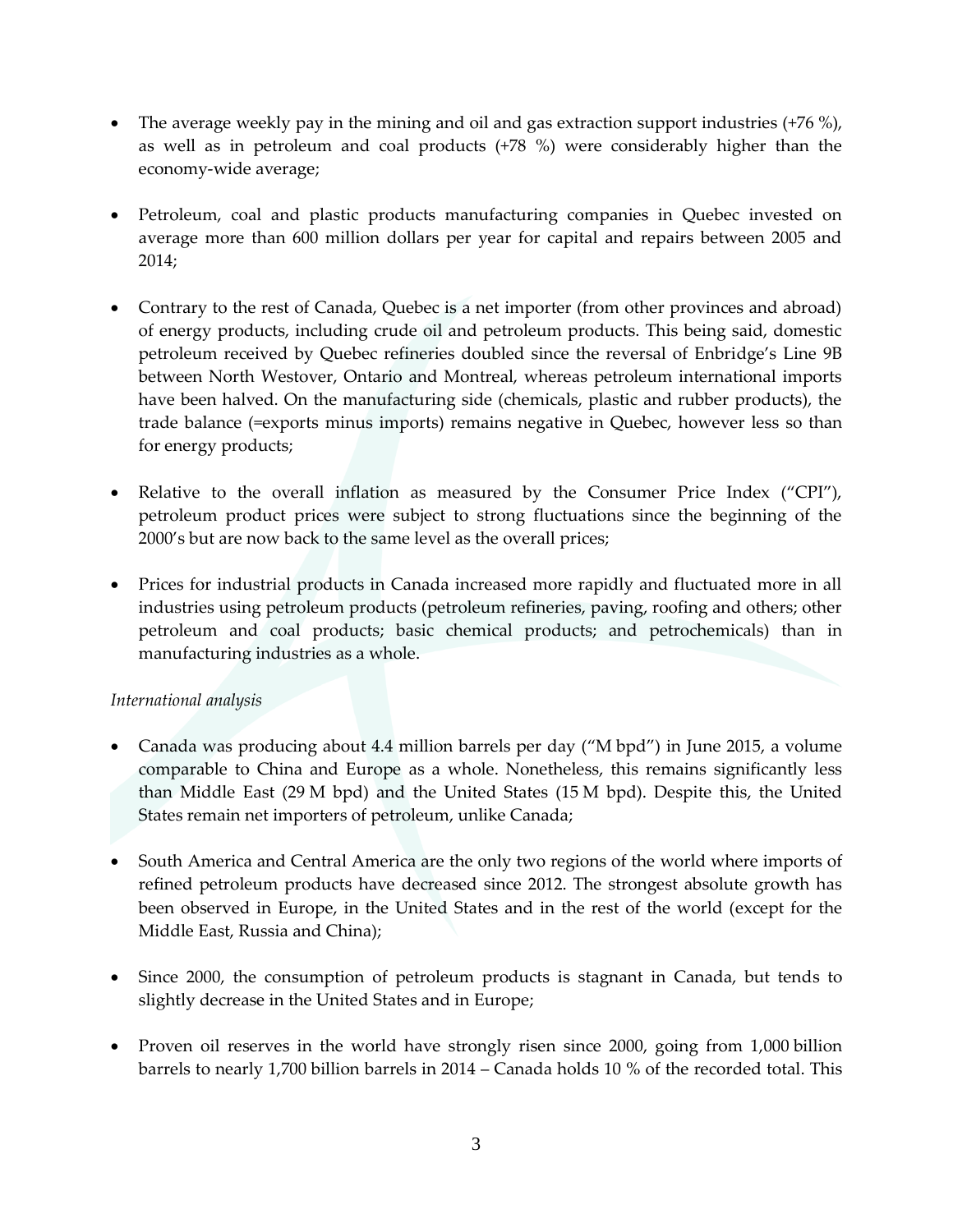- The average weekly pay in the mining and oil and gas extraction support industries (+76 %), as well as in petroleum and coal products (+78 %) were considerably higher than the economy-wide average;

- Petroleum, coal and plastic products manufacturing companies in Quebec invested on average more than 600 million dollars per year for capital and repairs between 2005 and 2014;

- Contrary to the rest of Canada, Quebec is a net importer (from other provinces and abroad) of energy products, including crude oil and petroleum products. This being said, domestic petroleum received by Quebec refineries doubled since the reversal of Enbridge's Line 9B between North Westover, Ontario and Montreal, whereas petroleum international imports have been halved. On the manufacturing side (chemicals, plastic and rubber products), the trade balance (=exports minus imports) remains negative in Quebec, however less so than for energy products;

- Relative to the overall inflation as measured by the Consumer Price Index ("CPI"), petroleum product prices were subject to strong fluctuations since the beginning of the 2000's but are now back to the same level as the overall prices;

- Prices for industrial products in Canada increased more rapidly and fluctuated more in all industries using petroleum products (petroleum refineries, paving, roofing and others; other petroleum and coal products; basic chemical products; and petrochemicals) than in manufacturing industries as a whole.

*International analysis*

- Canada was producing about 4.4 million barrels per day ("M bpd") in June 2015, a volume comparable to China and Europe as a whole. Nonetheless, this remains significantly less than Middle East (29 M bpd) and the United States (15 M bpd). Despite this, the United States remain net importers of petroleum, unlike Canada;

- South America and Central America are the only two regions of the world where imports of refined petroleum products have decreased since 2012. The strongest absolute growth has been observed in Europe, in the United States and in the rest of the world (except for the Middle East, Russia and China);

- Since 2000, the consumption of petroleum products is stagnant in Canada, but tends to slightly decrease in the United States and in Europe;

- Proven oil reserves in the world have strongly risen since 2000, going from 1,000 billion barrels to nearly 1,700 billion barrels in 2014 – Canada holds 10 % of the recorded total. This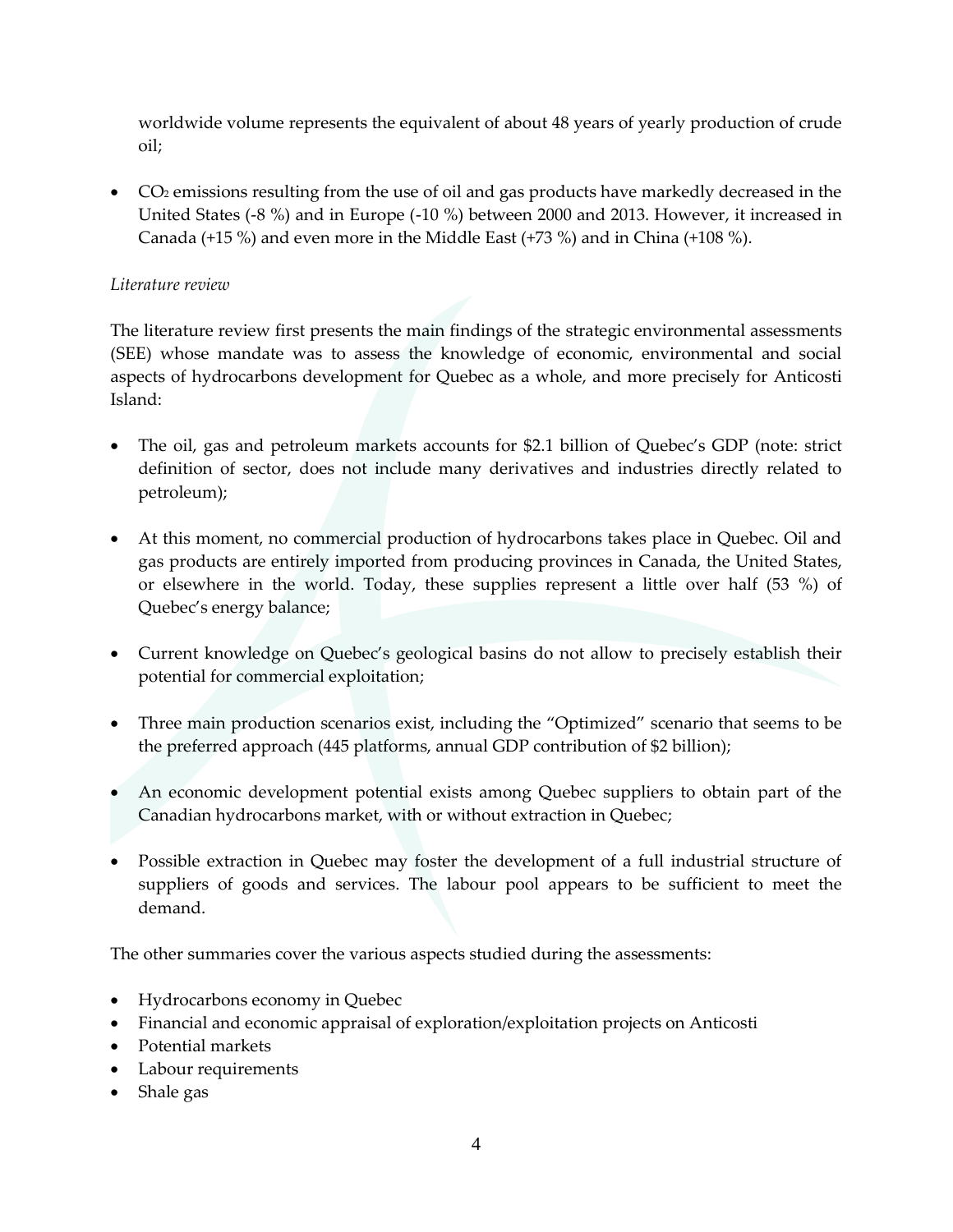worldwide volume represents the equivalent of about 48 years of yearly production of crude oil;

- $CO_2$ emissions resulting from the use of oil and gas products have markedly decreased in the United States (-8 %) and in Europe (-10 %) between 2000 and 2013. However, it increased in Canada (+15 %) and even more in the Middle East (+73 %) and in China (+108 %).

*Literature review*

The literature review first presents the main findings of the strategic environmental assessments (SEE) whose mandate was to assess the knowledge of economic, environmental and social aspects of hydrocarbons development for Quebec as a whole, and more precisely for Anticosti Island:

- The oil, gas and petroleum markets accounts for $2.1 billion of Quebec's GDP (note: strict definition of sector, does not include many derivatives and industries directly related to petroleum);
- At this moment, no commercial production of hydrocarbons takes place in Quebec. Oil and gas products are entirely imported from producing provinces in Canada, the United States, or elsewhere in the world. Today, these supplies represent a little over half (53 %) of Quebec's energy balance;
- Current knowledge on Quebec's geological basins do not allow to precisely establish their potential for commercial exploitation;
- Three main production scenarios exist, including the "Optimized" scenario that seems to be the preferred approach (445 platforms, annual GDP contribution of $2 billion);
- An economic development potential exists among Quebec suppliers to obtain part of the Canadian hydrocarbons market, with or without extraction in Quebec;
- Possible extraction in Quebec may foster the development of a full industrial structure of suppliers of goods and services. The labour pool appears to be sufficient to meet the demand.

The other summaries cover the various aspects studied during the assessments:

- Hydrocarbons economy in Quebec
- Financial and economic appraisal of exploration/exploitation projects on Anticosti
- Potential markets
- Labour requirements
- Shale gas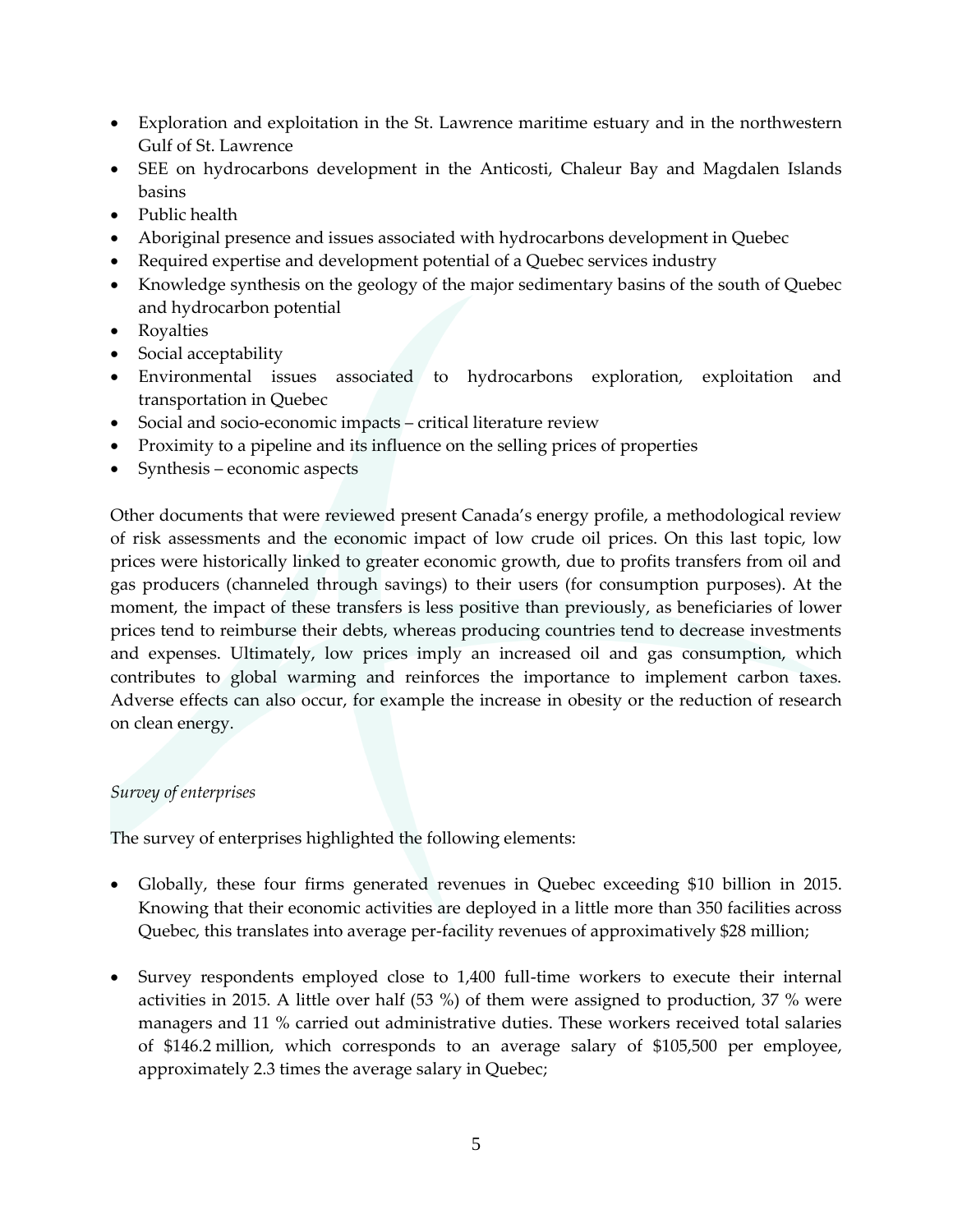- Exploration and exploitation in the St. Lawrence maritime estuary and in the northwestern Gulf of St. Lawrence
- SEE on hydrocarbons development in the Anticosti, Chaleur Bay and Magdalen Islands basins
- Public health
- Aboriginal presence and issues associated with hydrocarbons development in Quebec
- Required expertise and development potential of a Quebec services industry
- Knowledge synthesis on the geology of the major sedimentary basins of the south of Quebec and hydrocarbon potential
- Royalties
- Social acceptability
- Environmental issues associated to hydrocarbons exploration, exploitation and transportation in Quebec
- Social and socio-economic impacts – critical literature review
- Proximity to a pipeline and its influence on the selling prices of properties
- Synthesis – economic aspects

Other documents that were reviewed present Canada's energy profile, a methodological review of risk assessments and the economic impact of low crude oil prices. On this last topic, low prices were historically linked to greater economic growth, due to profits transfers from oil and gas producers (channeled through savings) to their users (for consumption purposes). At the moment, the impact of these transfers is less positive than previously, as beneficiaries of lower prices tend to reimburse their debts, whereas producing countries tend to decrease investments and expenses. Ultimately, low prices imply an increased oil and gas consumption, which contributes to global warming and reinforces the importance to implement carbon taxes. Adverse effects can also occur, for example the increase in obesity or the reduction of research on clean energy.

*Survey of enterprises*

The survey of enterprises highlighted the following elements:

- Globally, these four firms generated revenues in Quebec exceeding $10 billion in 2015. Knowing that their economic activities are deployed in a little more than 350 facilities across Quebec, this translates into average per-facility revenues of approximatively $28 million;

- Survey respondents employed close to 1,400 full-time workers to execute their internal activities in 2015. A little over half (53 %) of them were assigned to production, 37 % were managers and 11 % carried out administrative duties. These workers received total salaries of $146.2 million, which corresponds to an average salary of $105,500 per employee, approximately 2.3 times the average salary in Quebec;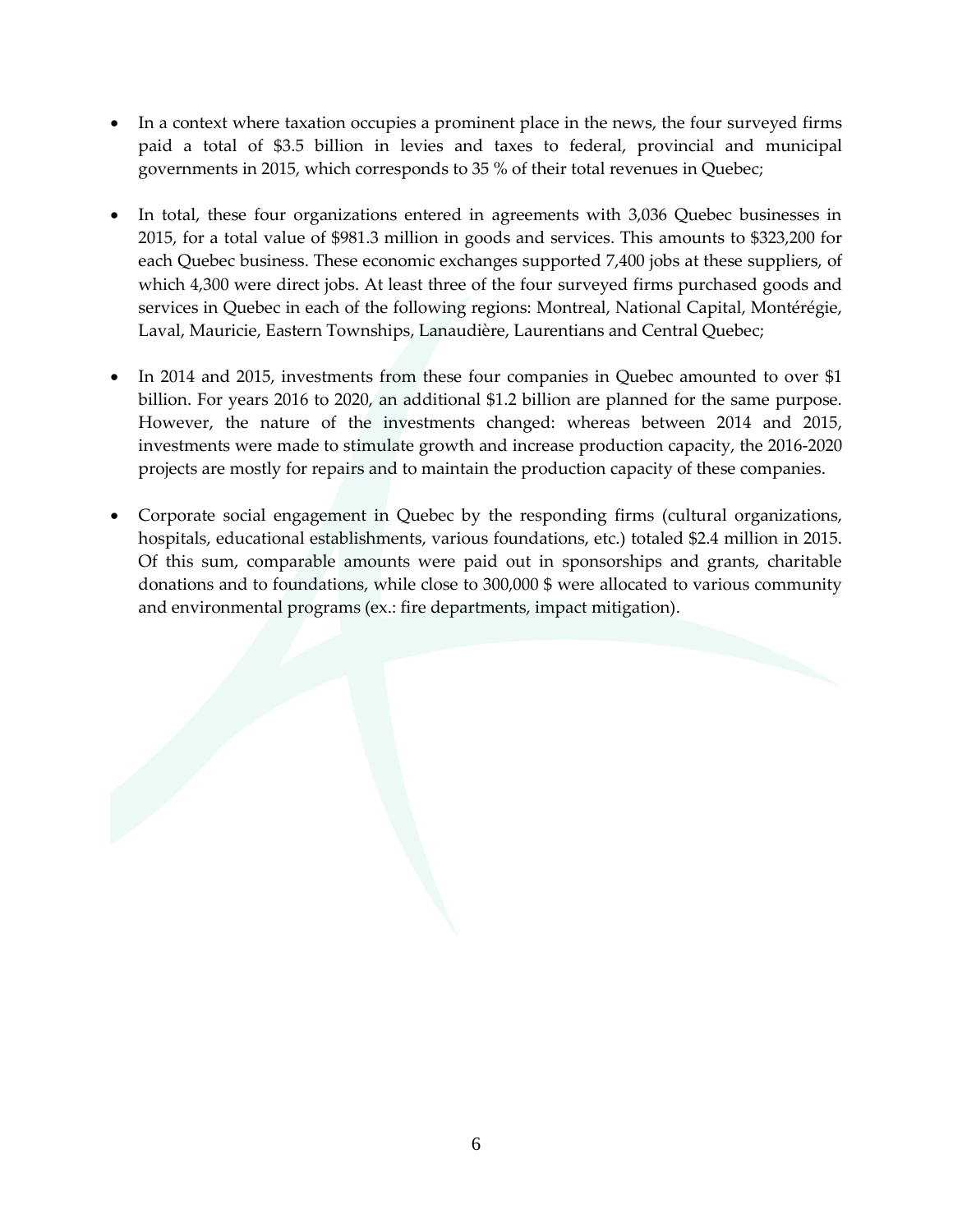- In a context where taxation occupies a prominent place in the news, the four surveyed firms paid a total of $3.5 billion in levies and taxes to federal, provincial and municipal governments in 2015, which corresponds to 35 % of their total revenues in Quebec;

- In total, these four organizations entered in agreements with 3,036 Quebec businesses in 2015, for a total value of $981.3 million in goods and services. This amounts to $323,200 for each Quebec business. These economic exchanges supported 7,400 jobs at these suppliers, of which 4,300 were direct jobs. At least three of the four surveyed firms purchased goods and services in Quebec in each of the following regions: Montreal, National Capital, Montérégie, Laval, Mauricie, Eastern Townships, Lanaudière, Laurentians and Central Quebec;

- In 2014 and 2015, investments from these four companies in Quebec amounted to over $1 billion. For years 2016 to 2020, an additional $1.2 billion are planned for the same purpose. However, the nature of the investments changed: whereas between 2014 and 2015, investments were made to stimulate growth and increase production capacity, the 2016-2020 projects are mostly for repairs and to maintain the production capacity of these companies.

- Corporate social engagement in Quebec by the responding firms (cultural organizations, hospitals, educational establishments, various foundations, etc.) totaled $2.4 million in 2015. Of this sum, comparable amounts were paid out in sponsorships and grants, charitable donations and to foundations, while close to 300,000 $ were allocated to various community and environmental programs (ex.: fire departments, impact mitigation).